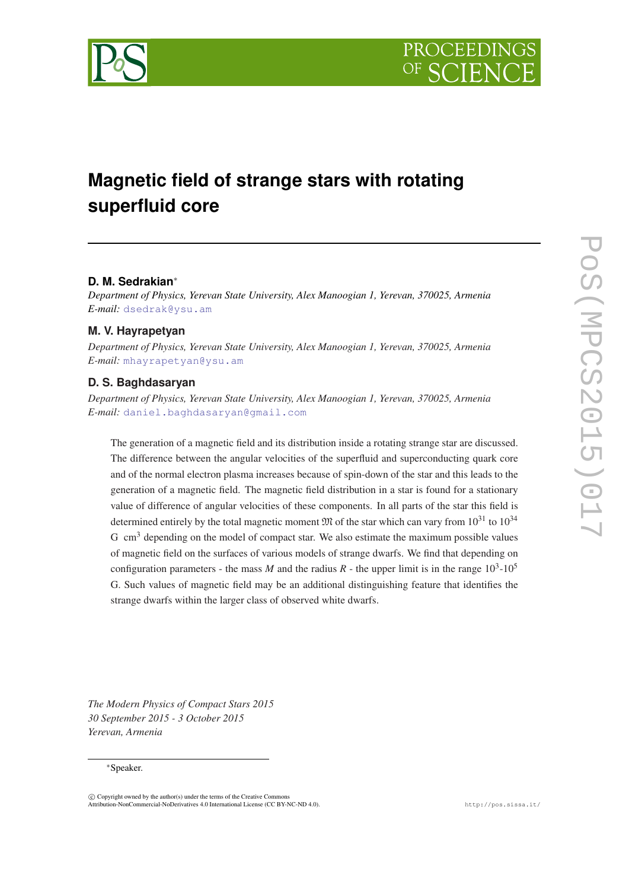# Magnetic field of strange stars with rotating superfluid core

**D. M. Sedrakian***

*Department of Physics, Yerevan State University, Alex Manoogian 1, Yerevan, 370025, Armenia*
*E-mail:* dsedrak@ysu.am

**M. V. Hayrapetyan**

*Department of Physics, Yerevan State University, Alex Manoogian 1, Yerevan, 370025, Armenia*
*E-mail:* mhayrapetyan@ysu.am

**D. S. Baghdasaryan**

*Department of Physics, Yerevan State University, Alex Manoogian 1, Yerevan, 370025, Armenia*
*E-mail:* daniel.baghdasaryan@gmail.com

The generation of a magnetic field and its distribution inside a rotating strange star are discussed. The difference between the angular velocities of the superfluid and superconducting quark core and of the normal electron plasma increases because of spin-down of the star and this leads to the generation of a magnetic field. The magnetic field distribution in a star is found for a stationary value of difference of angular velocities of these components. In all parts of the star this field is determined entirely by the total magnetic moment $\mathfrak{M}$ of the star which can vary from $10^{31}$ to $10^{34}$ G cm$^3$ depending on the model of compact star. We also estimate the maximum possible values of magnetic field on the surfaces of various models of strange dwarfs. We find that depending on configuration parameters - the mass $M$ and the radius $R$ - the upper limit is in the range $10^3$-$10^5$ G. Such values of magnetic field may be an additional distinguishing feature that identifies the strange dwarfs within the larger class of observed white dwarfs.

*The Modern Physics of Compact Stars 2015*
*30 September 2015 - 3 October 2015*
*Yerevan, Armenia*

*Speaker.

© Copyright owned by the author(s) under the terms of the Creative Commons Attribution-NonCommercial-NoDerivatives 4.0 International License (CC BY-NC-ND 4.0).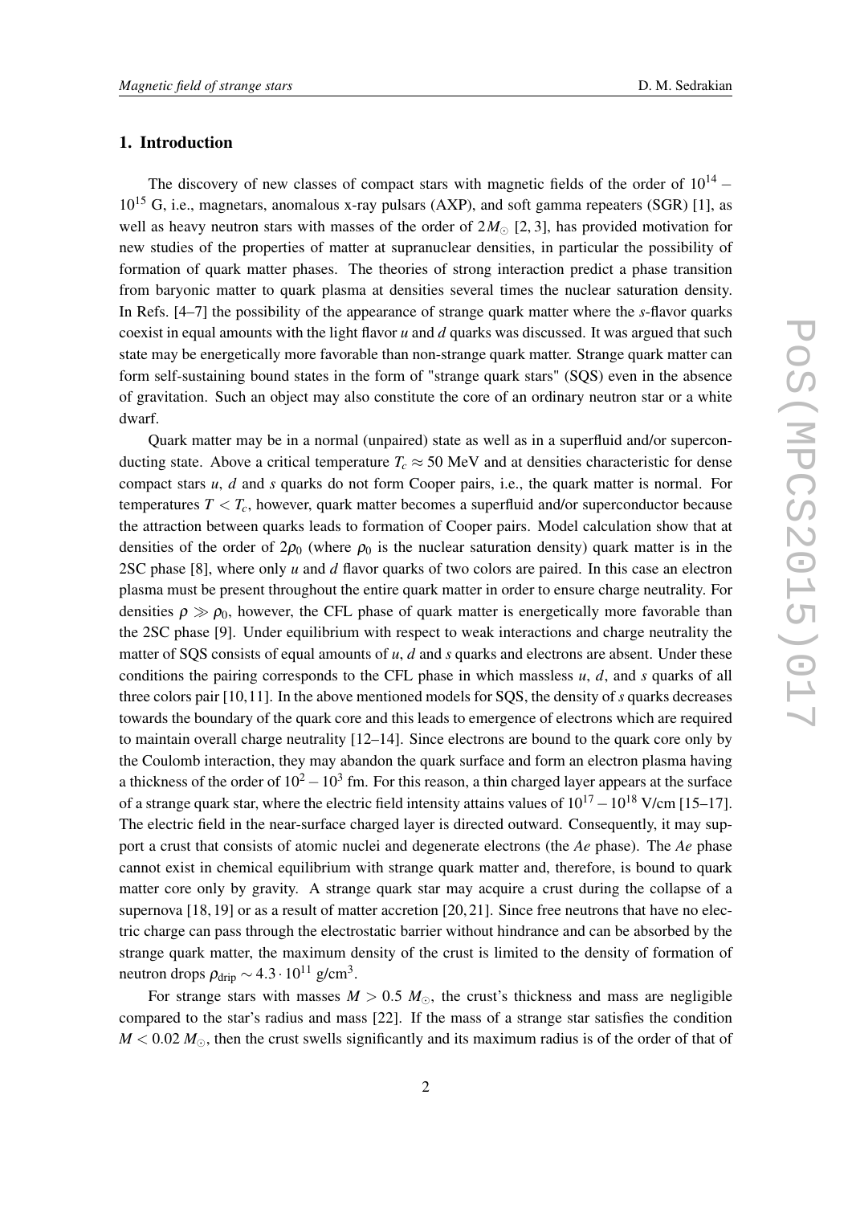## 1. Introduction

The discovery of new classes of compact stars with magnetic fields of the order of $10^{14} - 10^{15}$ G, i.e., magnetars, anomalous x-ray pulsars (AXP), and soft gamma repeaters (SGR) [1], as well as heavy neutron stars with masses of the order of $2M_{\odot}$ [2, 3], has provided motivation for new studies of the properties of matter at supranuclear densities, in particular the possibility of formation of quark matter phases. The theories of strong interaction predict a phase transition from baryonic matter to quark plasma at densities several times the nuclear saturation density. In Refs. [4–7] the possibility of the appearance of strange quark matter where the *s*-flavor quarks coexist in equal amounts with the light flavor *u* and *d* quarks was discussed. It was argued that such state may be energetically more favorable than non-strange quark matter. Strange quark matter can form self-sustaining bound states in the form of "strange quark stars" (SQS) even in the absence of gravitation. Such an object may also constitute the core of an ordinary neutron star or a white dwarf.

Quark matter may be in a normal (unpaired) state as well as in a superfluid and/or superconducting state. Above a critical temperature $T_c \approx 50$ MeV and at densities characteristic for dense compact stars *u*, *d* and *s* quarks do not form Cooper pairs, i.e., the quark matter is normal. For temperatures $T < T_c$, however, quark matter becomes a superfluid and/or superconductor because the attraction between quarks leads to formation of Cooper pairs. Model calculation show that at densities of the order of $2\rho_0$ (where $\rho_0$ is the nuclear saturation density) quark matter is in the 2SC phase [8], where only *u* and *d* flavor quarks of two colors are paired. In this case an electron plasma must be present throughout the entire quark matter in order to ensure charge neutrality. For densities $\rho \gg \rho_0$, however, the CFL phase of quark matter is energetically more favorable than the 2SC phase [9]. Under equilibrium with respect to weak interactions and charge neutrality the matter of SQS consists of equal amounts of *u*, *d* and *s* quarks and electrons are absent. Under these conditions the pairing corresponds to the CFL phase in which massless *u*, *d*, and *s* quarks of all three colors pair [10, 11]. In the above mentioned models for SQS, the density of *s* quarks decreases towards the boundary of the quark core and this leads to emergence of electrons which are required to maintain overall charge neutrality [12–14]. Since electrons are bound to the quark core only by the Coulomb interaction, they may abandon the quark surface and form an electron plasma having a thickness of the order of $10^2 - 10^3$ fm. For this reason, a thin charged layer appears at the surface of a strange quark star, where the electric field intensity attains values of $10^{17} - 10^{18}$ V/cm [15–17]. The electric field in the near-surface charged layer is directed outward. Consequently, it may support a crust that consists of atomic nuclei and degenerate electrons (the *Ae* phase). The *Ae* phase cannot exist in chemical equilibrium with strange quark matter and, therefore, is bound to quark matter core only by gravity. A strange quark star may acquire a crust during the collapse of a supernova [18, 19] or as a result of matter accretion [20, 21]. Since free neutrons that have no electric charge can pass through the electrostatic barrier without hindrance and can be absorbed by the strange quark matter, the maximum density of the crust is limited to the density of formation of neutron drops $\rho_{\text{drip}} \sim 4.3 \cdot 10^{11}$ g/cm$^3$.

For strange stars with masses $M > 0.5\ M_{\odot}$, the crust's thickness and mass are negligible compared to the star's radius and mass [22]. If the mass of a strange star satisfies the condition $M < 0.02\ M_{\odot}$, then the crust swells significantly and its maximum radius is of the order of that of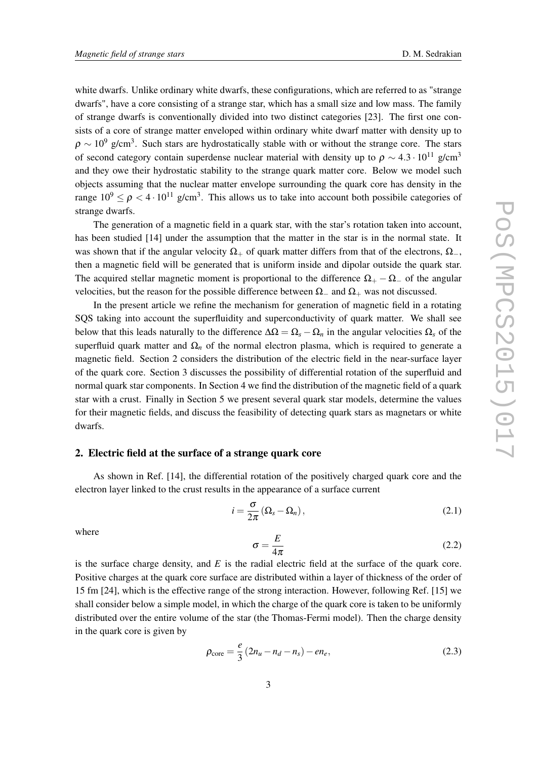white dwarfs. Unlike ordinary white dwarfs, these configurations, which are referred to as "strange dwarfs", have a core consisting of a strange star, which has a small size and low mass. The family of strange dwarfs is conventionally divided into two distinct categories [23]. The first one consists of a core of strange matter enveloped within ordinary white dwarf matter with density up to $\rho \sim 10^9$ g/cm$^3$. Such stars are hydrostatically stable with or without the strange core. The stars of second category contain superdense nuclear material with density up to $\rho \sim 4.3 \cdot 10^{11}$ g/cm$^3$ and they owe their hydrostatic stability to the strange quark matter core. Below we model such objects assuming that the nuclear matter envelope surrounding the quark core has density in the range $10^9 \leq \rho < 4 \cdot 10^{11}$ g/cm$^3$. This allows us to take into account both possibile categories of strange dwarfs.

The generation of a magnetic field in a quark star, with the star's rotation taken into account, has been studied [14] under the assumption that the matter in the star is in the normal state. It was shown that if the angular velocity $\Omega_+$ of quark matter differs from that of the electrons, $\Omega_-$, then a magnetic field will be generated that is uniform inside and dipolar outside the quark star. The acquired stellar magnetic moment is proportional to the difference $\Omega_+ - \Omega_-$ of the angular velocities, but the reason for the possible difference between $\Omega_-$ and $\Omega_+$ was not discussed.

In the present article we refine the mechanism for generation of magnetic field in a rotating SQS taking into account the superfluidity and superconductivity of quark matter. We shall see below that this leads naturally to the difference $\Delta\Omega = \Omega_s - \Omega_n$ in the angular velocities $\Omega_s$ of the superfluid quark matter and $\Omega_n$ of the normal electron plasma, which is required to generate a magnetic field. Section 2 considers the distribution of the electric field in the near-surface layer of the quark core. Section 3 discusses the possibility of differential rotation of the superfluid and normal quark star components. In Section 4 we find the distribution of the magnetic field of a quark star with a crust. Finally in Section 5 we present several quark star models, determine the values for their magnetic fields, and discuss the feasibility of detecting quark stars as magnetars or white dwarfs.

## 2. Electric field at the surface of a strange quark core

As shown in Ref. [14], the differential rotation of the positively charged quark core and the electron layer linked to the crust results in the appearance of a surface current

$$i = \frac{\sigma}{2\pi}\left(\Omega_s - \Omega_n\right), \tag{2.1}$$

where

$$\sigma = \frac{E}{4\pi} \tag{2.2}$$

is the surface charge density, and $E$ is the radial electric field at the surface of the quark core. Positive charges at the quark core surface are distributed within a layer of thickness of the order of 15 fm [24], which is the effective range of the strong interaction. However, following Ref. [15] we shall consider below a simple model, in which the charge of the quark core is taken to be uniformly distributed over the entire volume of the star (the Thomas-Fermi model). Then the charge density in the quark core is given by

$$\rho_{\text{core}} = \frac{e}{3}\left(2n_u - n_d - n_s\right) - en_e, \tag{2.3}$$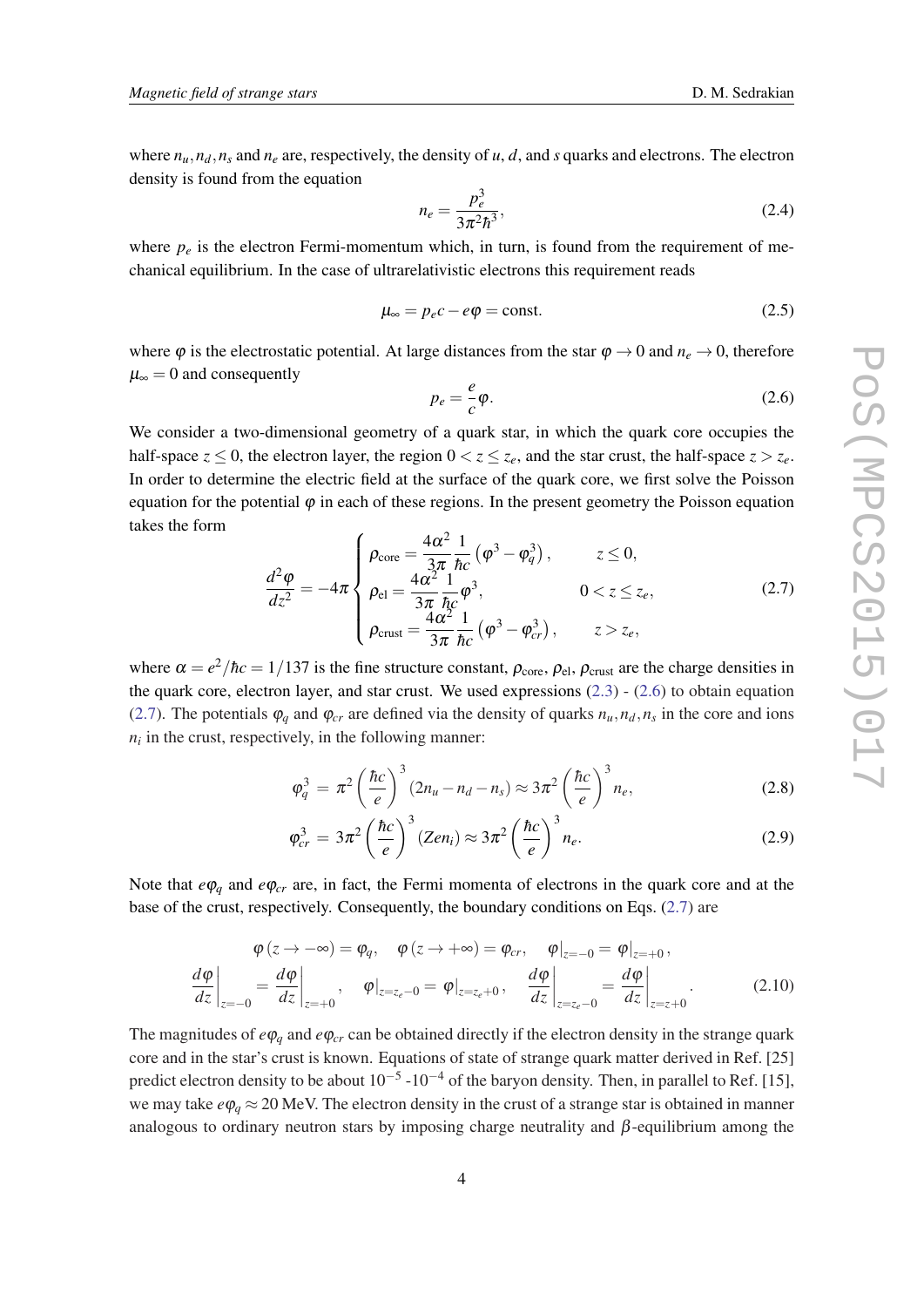where $n_u, n_d, n_s$ and $n_e$ are, respectively, the density of $u$, $d$, and $s$ quarks and electrons. The electron density is found from the equation

$$n_e = \frac{p_e^3}{3\pi^2 \hbar^3}, \tag{2.4}$$

where $p_e$ is the electron Fermi-momentum which, in turn, is found from the requirement of mechanical equilibrium. In the case of ultrarelativistic electrons this requirement reads

$$\mu_\infty = p_e c - e\varphi = \text{const}. \tag{2.5}$$

where $\varphi$ is the electrostatic potential. At large distances from the star $\varphi \to 0$ and $n_e \to 0$, therefore $\mu_\infty = 0$ and consequently

$$p_e = \frac{e}{c}\varphi. \tag{2.6}$$

We consider a two-dimensional geometry of a quark star, in which the quark core occupies the half-space $z \leq 0$, the electron layer, the region $0 < z \leq z_e$, and the star crust, the half-space $z > z_e$. In order to determine the electric field at the surface of the quark core, we first solve the Poisson equation for the potential $\varphi$ in each of these regions. In the present geometry the Poisson equation takes the form

$$\frac{d^2\varphi}{dz^2} = -4\pi \begin{cases} \rho_{\text{core}} = \dfrac{4\alpha^2}{3\pi}\dfrac{1}{\hbar c}\left(\varphi^3 - \varphi_q^3\right), & z \leq 0, \\ \rho_{\text{el}} = \dfrac{4\alpha^2}{3\pi}\dfrac{1}{\hbar c}\varphi^3, & 0 < z \leq z_e, \\ \rho_{\text{crust}} = \dfrac{4\alpha^2}{3\pi}\dfrac{1}{\hbar c}\left(\varphi^3 - \varphi_{cr}^3\right), & z > z_e, \end{cases} \tag{2.7}$$

where $\alpha = e^2/\hbar c = 1/137$ is the fine structure constant, $\rho_{\text{core}}$, $\rho_{\text{el}}$, $\rho_{\text{crust}}$ are the charge densities in the quark core, electron layer, and star crust. We used expressions (2.3) - (2.6) to obtain equation (2.7). The potentials $\varphi_q$ and $\varphi_{cr}$ are defined via the density of quarks $n_u, n_d, n_s$ in the core and ions $n_i$ in the crust, respectively, in the following manner:

$$\varphi_q^3 = \pi^2 \left(\frac{\hbar c}{e}\right)^3 (2n_u - n_d - n_s) \approx 3\pi^2 \left(\frac{\hbar c}{e}\right)^3 n_e, \tag{2.8}$$

$$\varphi_{cr}^3 = 3\pi^2 \left(\frac{\hbar c}{e}\right)^3 (Zen_i) \approx 3\pi^2 \left(\frac{\hbar c}{e}\right)^3 n_e. \tag{2.9}$$

Note that $e\varphi_q$ and $e\varphi_{cr}$ are, in fact, the Fermi momenta of electrons in the quark core and at the base of the crust, respectively. Consequently, the boundary conditions on Eqs. (2.7) are

$$\varphi(z \to -\infty) = \varphi_q, \quad \varphi(z \to +\infty) = \varphi_{cr}, \quad \varphi|_{z=-0} = \varphi|_{z=+0},$$
$$\left.\frac{d\varphi}{dz}\right|_{z=-0} = \left.\frac{d\varphi}{dz}\right|_{z=+0}, \quad \varphi|_{z=z_e-0} = \varphi|_{z=z_e+0}, \quad \left.\frac{d\varphi}{dz}\right|_{z=z_e-0} = \left.\frac{d\varphi}{dz}\right|_{z=z+0}. \tag{2.10}$$

The magnitudes of $e\varphi_q$ and $e\varphi_{cr}$ can be obtained directly if the electron density in the strange quark core and in the star's crust is known. Equations of state of strange quark matter derived in Ref. [25] predict electron density to be about $10^{-5}$ -$10^{-4}$ of the baryon density. Then, in parallel to Ref. [15], we may take $e\varphi_q \approx 20$ MeV. The electron density in the crust of a strange star is obtained in manner analogous to ordinary neutron stars by imposing charge neutrality and $\beta$-equilibrium among the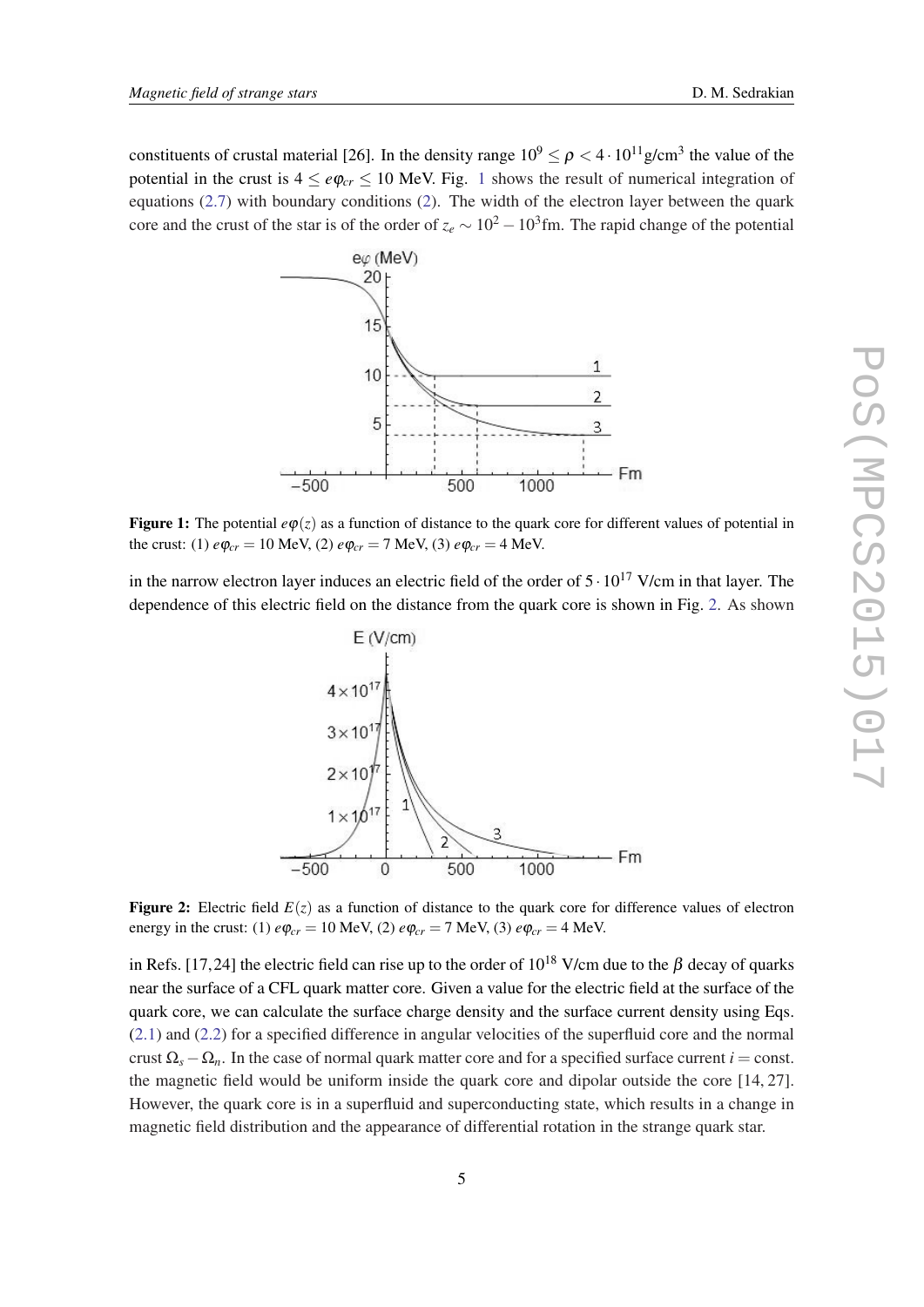constituents of crustal material [26]. In the density range $10^9 \leq \rho < 4 \cdot 10^{11}\,\mathrm{g/cm^3}$ the value of the potential in the crust is $4 \leq e\varphi_{cr} \leq 10$ MeV. Fig. 1 shows the result of numerical integration of equations (2.7) with boundary conditions (2). The width of the electron layer between the quark core and the crust of the star is of the order of $z_e \sim 10^2 - 10^3$fm. The rapid change of the potential

**Figure 1:** The potential $e\varphi(z)$ as a function of distance to the quark core for different values of potential in the crust: (1) $e\varphi_{cr} = 10$ MeV, (2) $e\varphi_{cr} = 7$ MeV, (3) $e\varphi_{cr} = 4$ MeV.

in the narrow electron layer induces an electric field of the order of $5 \cdot 10^{17}$ V/cm in that layer. The dependence of this electric field on the distance from the quark core is shown in Fig. 2. As shown

**Figure 2:** Electric field $E(z)$ as a function of distance to the quark core for difference values of electron energy in the crust: (1) $e\varphi_{cr} = 10$ MeV, (2) $e\varphi_{cr} = 7$ MeV, (3) $e\varphi_{cr} = 4$ MeV.

in Refs. [17,24] the electric field can rise up to the order of $10^{18}$ V/cm due to the $\beta$ decay of quarks near the surface of a CFL quark matter core. Given a value for the electric field at the surface of the quark core, we can calculate the surface charge density and the surface current density using Eqs. (2.1) and (2.2) for a specified difference in angular velocities of the superfluid core and the normal crust $\Omega_s - \Omega_n$. In the case of normal quark matter core and for a specified surface current $i =$ const. the magnetic field would be uniform inside the quark core and dipolar outside the core [14, 27]. However, the quark core is in a superfluid and superconducting state, which results in a change in magnetic field distribution and the appearance of differential rotation in the strange quark star.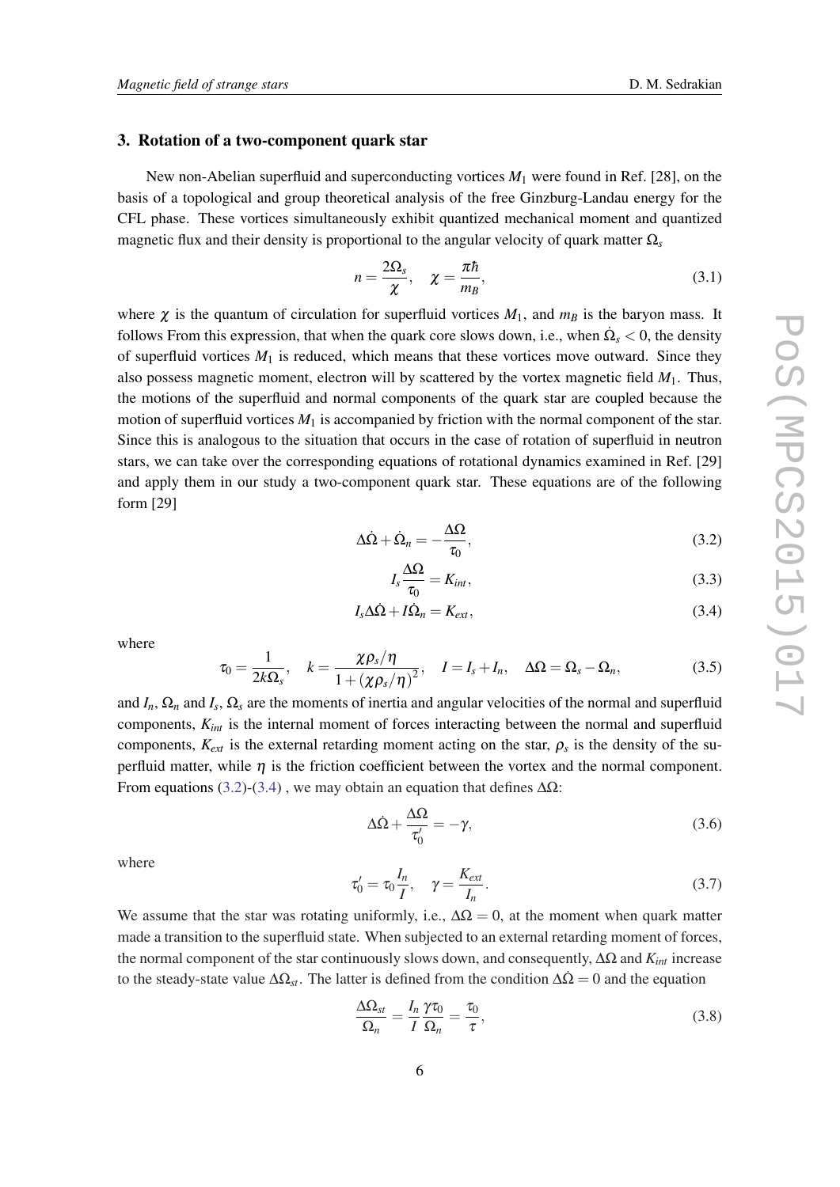## 3. Rotation of a two-component quark star

New non-Abelian superfluid and superconducting vortices $M_1$ were found in Ref. [28], on the basis of a topological and group theoretical analysis of the free Ginzburg-Landau energy for the CFL phase. These vortices simultaneously exhibit quantized mechanical moment and quantized magnetic flux and their density is proportional to the angular velocity of quark matter $\Omega_s$

$$n = \frac{2\Omega_s}{\chi}, \quad \chi = \frac{\pi\hbar}{m_B}, \tag{3.1}$$

where $\chi$ is the quantum of circulation for superfluid vortices $M_1$, and $m_B$ is the baryon mass. It follows From this expression, that when the quark core slows down, i.e., when $\dot{\Omega}_s < 0$, the density of superfluid vortices $M_1$ is reduced, which means that these vortices move outward. Since they also possess magnetic moment, electron will by scattered by the vortex magnetic field $M_1$. Thus, the motions of the superfluid and normal components of the quark star are coupled because the motion of superfluid vortices $M_1$ is accompanied by friction with the normal component of the star. Since this is analogous to the situation that occurs in the case of rotation of superfluid in neutron stars, we can take over the corresponding equations of rotational dynamics examined in Ref. [29] and apply them in our study a two-component quark star. These equations are of the following form [29]

$$\Delta\dot{\Omega} + \dot{\Omega}_n = -\frac{\Delta\Omega}{\tau_0}, \tag{3.2}$$

$$I_s \frac{\Delta\Omega}{\tau_0} = K_{int}, \tag{3.3}$$

$$I_s \Delta\dot{\Omega} + I\dot{\Omega}_n = K_{ext}, \tag{3.4}$$

where

$$\tau_0 = \frac{1}{2k\Omega_s}, \quad k = \frac{\chi\rho_s/\eta}{1+(\chi\rho_s/\eta)^2}, \quad I = I_s + I_n, \quad \Delta\Omega = \Omega_s - \Omega_n, \tag{3.5}$$

and $I_n$, $\Omega_n$ and $I_s$, $\Omega_s$ are the moments of inertia and angular velocities of the normal and superfluid components, $K_{int}$ is the internal moment of forces interacting between the normal and superfluid components, $K_{ext}$ is the external retarding moment acting on the star, $\rho_s$ is the density of the superfluid matter, while $\eta$ is the friction coefficient between the vortex and the normal component. From equations (3.2)-(3.4) , we may obtain an equation that defines $\Delta\Omega$:

$$\Delta\dot{\Omega} + \frac{\Delta\Omega}{\tau_0'} = -\gamma, \tag{3.6}$$

where

$$\tau_0' = \tau_0 \frac{I_n}{I}, \quad \gamma = \frac{K_{ext}}{I_n}. \tag{3.7}$$

We assume that the star was rotating uniformly, i.e., $\Delta\Omega = 0$, at the moment when quark matter made a transition to the superfluid state. When subjected to an external retarding moment of forces, the normal component of the star continuously slows down, and consequently, $\Delta\Omega$ and $K_{int}$ increase to the steady-state value $\Delta\Omega_{st}$. The latter is defined from the condition $\Delta\dot{\Omega} = 0$ and the equation

$$\frac{\Delta\Omega_{st}}{\Omega_n} = \frac{I_n}{I}\frac{\gamma\tau_0}{\Omega_n} = \frac{\tau_0}{\tau}, \tag{3.8}$$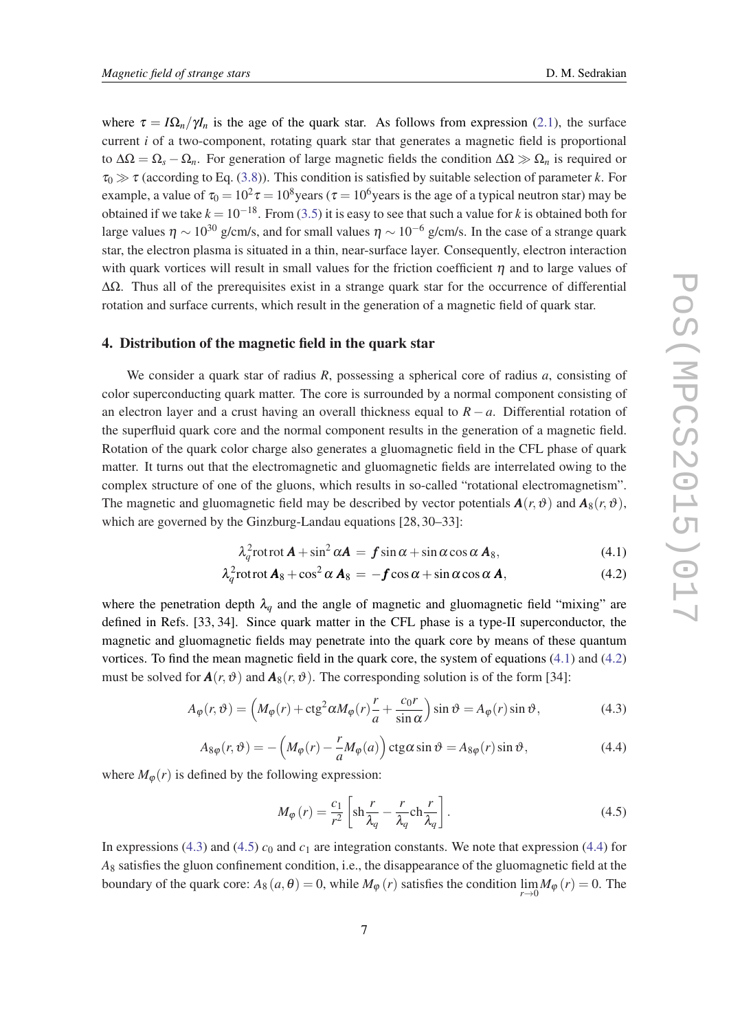where $\tau = I\Omega_n/\gamma I_n$ is the age of the quark star. As follows from expression (2.1), the surface current $i$ of a two-component, rotating quark star that generates a magnetic field is proportional to $\Delta\Omega = \Omega_s - \Omega_n$. For generation of large magnetic fields the condition $\Delta\Omega \gg \Omega_n$ is required or $\tau_0 \gg \tau$ (according to Eq. (3.8)). This condition is satisfied by suitable selection of parameter $k$. For example, a value of $\tau_0 = 10^2\tau = 10^8$years ($\tau = 10^6$years is the age of a typical neutron star) may be obtained if we take $k = 10^{-18}$. From (3.5) it is easy to see that such a value for $k$ is obtained both for large values $\eta \sim 10^{30}$ g/cm/s, and for small values $\eta \sim 10^{-6}$ g/cm/s. In the case of a strange quark star, the electron plasma is situated in a thin, near-surface layer. Consequently, electron interaction with quark vortices will result in small values for the friction coefficient $\eta$ and to large values of $\Delta\Omega$. Thus all of the prerequisites exist in a strange quark star for the occurrence of differential rotation and surface currents, which result in the generation of a magnetic field of quark star.

## 4. Distribution of the magnetic field in the quark star

We consider a quark star of radius $R$, possessing a spherical core of radius $a$, consisting of color superconducting quark matter. The core is surrounded by a normal component consisting of an electron layer and a crust having an overall thickness equal to $R - a$. Differential rotation of the superfluid quark core and the normal component results in the generation of a magnetic field. Rotation of the quark color charge also generates a gluomagnetic field in the CFL phase of quark matter. It turns out that the electromagnetic and gluomagnetic fields are interrelated owing to the complex structure of one of the gluons, which results in so-called "rotational electromagnetism". The magnetic and gluomagnetic field may be described by vector potentials $\boldsymbol{A}(r,\vartheta)$ and $\boldsymbol{A}_8(r,\vartheta)$, which are governed by the Ginzburg-Landau equations [28, 30–33]:

$$\lambda_q^2 \mathrm{rot}\,\mathrm{rot}\,\boldsymbol{A} + \sin^2\alpha \boldsymbol{A} \;=\; \boldsymbol{f}\sin\alpha + \sin\alpha\cos\alpha\,\boldsymbol{A}_8, \tag{4.1}$$

$$\lambda_q^2 \mathrm{rot}\,\mathrm{rot}\,\boldsymbol{A}_8 + \cos^2\alpha\,\boldsymbol{A}_8 \;=\; -\boldsymbol{f}\cos\alpha + \sin\alpha\cos\alpha\,\boldsymbol{A}, \tag{4.2}$$

where the penetration depth $\lambda_q$ and the angle of magnetic and gluomagnetic field "mixing" are defined in Refs. [33, 34]. Since quark matter in the CFL phase is a type-II superconductor, the magnetic and gluomagnetic fields may penetrate into the quark core by means of these quantum vortices. To find the mean magnetic field in the quark core, the system of equations (4.1) and (4.2) must be solved for $\boldsymbol{A}(r,\vartheta)$ and $\boldsymbol{A}_8(r,\vartheta)$. The corresponding solution is of the form [34]:

$$A_\varphi(r,\vartheta) = \Big(M_\varphi(r) + \mathrm{ctg}^2\alpha M_\varphi(r)\frac{r}{a} + \frac{c_0 r}{\sin\alpha}\Big)\sin\vartheta = A_\varphi(r)\sin\vartheta, \tag{4.3}$$

$$A_{8\varphi}(r,\vartheta) = -\Big(M_\varphi(r) - \frac{r}{a}M_\varphi(a)\Big)\mathrm{ctg}\alpha\sin\vartheta = A_{8\varphi}(r)\sin\vartheta, \tag{4.4}$$

where $M_\varphi(r)$ is defined by the following expression:

$$M_\varphi(r) = \frac{c_1}{r^2}\left[\mathrm{sh}\frac{r}{\lambda_q} - \frac{r}{\lambda_q}\mathrm{ch}\frac{r}{\lambda_q}\right]. \tag{4.5}$$

In expressions (4.3) and (4.5) $c_0$ and $c_1$ are integration constants. We note that expression (4.4) for $A_8$ satisfies the gluon confinement condition, i.e., the disappearance of the gluomagnetic field at the boundary of the quark core: $A_8(a,\theta) = 0$, while $M_\varphi(r)$ satisfies the condition $\lim\limits_{r\to 0} M_\varphi(r) = 0$. The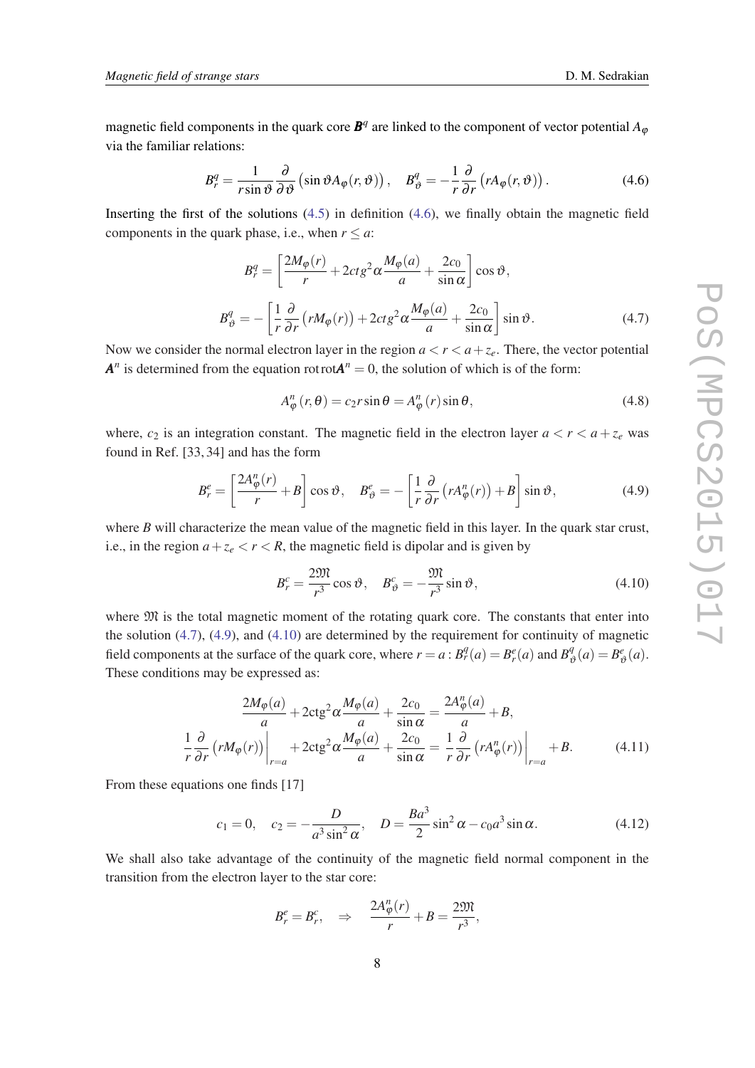magnetic field components in the quark core $\boldsymbol{B}^q$ are linked to the component of vector potential $A_\varphi$ via the familiar relations:

$$B_r^q = \frac{1}{r\sin\vartheta}\frac{\partial}{\partial\vartheta}\left(\sin\vartheta A_\varphi(r,\vartheta)\right), \quad B_\vartheta^q = -\frac{1}{r}\frac{\partial}{\partial r}\left(rA_\varphi(r,\vartheta)\right). \tag{4.6}$$

Inserting the first of the solutions (4.5) in definition (4.6), we finally obtain the magnetic field components in the quark phase, i.e., when $r \leq a$:

$$B_r^q = \left[\frac{2M_\varphi(r)}{r} + 2ctg^2\alpha\frac{M_\varphi(a)}{a} + \frac{2c_0}{\sin\alpha}\right]\cos\vartheta,$$

$$B_\vartheta^q = -\left[\frac{1}{r}\frac{\partial}{\partial r}\left(rM_\varphi(r)\right) + 2ctg^2\alpha\frac{M_\varphi(a)}{a} + \frac{2c_0}{\sin\alpha}\right]\sin\vartheta. \tag{4.7}$$

Now we consider the normal electron layer in the region $a < r < a + z_e$. There, the vector potential $\boldsymbol{A}^n$ is determined from the equation $\mathrm{rot}\,\mathrm{rot}\boldsymbol{A}^n = 0$, the solution of which is of the form:

$$A_\varphi^n(r,\theta) = c_2 r\sin\theta = A_\varphi^n(r)\sin\theta, \tag{4.8}$$

where, $c_2$ is an integration constant. The magnetic field in the electron layer $a < r < a + z_e$ was found in Ref. [33, 34] and has the form

$$B_r^e = \left[\frac{2A_\varphi^n(r)}{r} + B\right]\cos\vartheta, \quad B_\vartheta^e = -\left[\frac{1}{r}\frac{\partial}{\partial r}\left(rA_\varphi^n(r)\right) + B\right]\sin\vartheta, \tag{4.9}$$

where $B$ will characterize the mean value of the magnetic field in this layer. In the quark star crust, i.e., in the region $a + z_e < r < R$, the magnetic field is dipolar and is given by

$$B_r^c = \frac{2\mathfrak{M}}{r^3}\cos\vartheta, \quad B_\vartheta^c = -\frac{\mathfrak{M}}{r^3}\sin\vartheta, \tag{4.10}$$

where $\mathfrak{M}$ is the total magnetic moment of the rotating quark core. The constants that enter into the solution (4.7), (4.9), and (4.10) are determined by the requirement for continuity of magnetic field components at the surface of the quark core, where $r = a: B_r^q(a) = B_r^e(a)$ and $B_\vartheta^q(a) = B_\vartheta^e(a)$. These conditions may be expressed as:

$$\frac{2M_\varphi(a)}{a} + 2\mathrm{ctg}^2\alpha\frac{M_\varphi(a)}{a} + \frac{2c_0}{\sin\alpha} = \frac{2A_\varphi^n(a)}{a} + B,$$

$$\frac{1}{r}\frac{\partial}{\partial r}\left(rM_\varphi(r)\right)\bigg|_{r=a} + 2\mathrm{ctg}^2\alpha\frac{M_\varphi(a)}{a} + \frac{2c_0}{\sin\alpha} = \frac{1}{r}\frac{\partial}{\partial r}\left(rA_\varphi^n(r)\right)\bigg|_{r=a} + B. \tag{4.11}$$

From these equations one finds [17]

$$c_1 = 0, \quad c_2 = -\frac{D}{a^3\sin^2\alpha}, \quad D = \frac{Ba^3}{2}\sin^2\alpha - c_0 a^3\sin\alpha. \tag{4.12}$$

We shall also take advantage of the continuity of the magnetic field normal component in the transition from the electron layer to the star core:

$$B_r^e = B_r^c, \quad \Rightarrow \quad \frac{2A_\varphi^n(r)}{r} + B = \frac{2\mathfrak{M}}{r^3},$$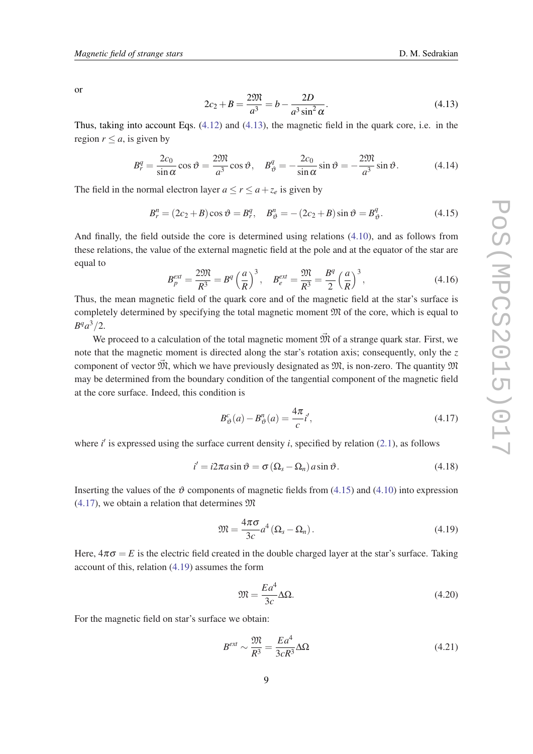or

$$2c_2 + B = \frac{2\mathfrak{M}}{a^3} = b - \frac{2D}{a^3 \sin^2 \alpha}. \tag{4.13}$$

Thus, taking into account Eqs. (4.12) and (4.13), the magnetic field in the quark core, i.e. in the region $r \leq a$, is given by

$$B_r^q = \frac{2c_0}{\sin \alpha} \cos \vartheta = \frac{2\mathfrak{M}}{a^3} \cos \vartheta, \quad B_\vartheta^q = -\frac{2c_0}{\sin \alpha} \sin \vartheta = -\frac{2\mathfrak{M}}{a^3} \sin \vartheta. \tag{4.14}$$

The field in the normal electron layer $a \leq r \leq a + z_e$ is given by

$$B_r^n = (2c_2 + B) \cos \vartheta = B_r^q, \quad B_\vartheta^n = -(2c_2 + B) \sin \vartheta = B_\vartheta^q. \tag{4.15}$$

And finally, the field outside the core is determined using relations (4.10), and as follows from these relations, the value of the external magnetic field at the pole and at the equator of the star are equal to

$$B_p^{ext} = \frac{2\mathfrak{M}}{R^3} = B^q \left(\frac{a}{R}\right)^3, \quad B_e^{ext} = \frac{\mathfrak{M}}{R^3} = \frac{B^q}{2} \left(\frac{a}{R}\right)^3, \tag{4.16}$$

Thus, the mean magnetic field of the quark core and of the magnetic field at the star's surface is completely determined by specifying the total magnetic moment $\mathfrak{M}$ of the core, which is equal to $B^q a^3/2$.

We proceed to a calculation of the total magnetic moment $\vec{\mathfrak{M}}$ of a strange quark star. First, we note that the magnetic moment is directed along the star's rotation axis; consequently, only the $z$ component of vector $\vec{\mathfrak{M}}$, which we have previously designated as $\mathfrak{M}$, is non-zero. The quantity $\mathfrak{M}$ may be determined from the boundary condition of the tangential component of the magnetic field at the core surface. Indeed, this condition is

$$B_\vartheta^c(a) - B_\vartheta^n(a) = \frac{4\pi}{c} i', \tag{4.17}$$

where $i'$ is expressed using the surface current density $i$, specified by relation (2.1), as follows

$$i' = i 2\pi a \sin \vartheta = \sigma (\Omega_s - \Omega_n) a \sin \vartheta. \tag{4.18}$$

Inserting the values of the $\vartheta$ components of magnetic fields from (4.15) and (4.10) into expression (4.17), we obtain a relation that determines $\mathfrak{M}$

$$\mathfrak{M} = \frac{4\pi\sigma}{3c} a^4 (\Omega_s - \Omega_n). \tag{4.19}$$

Here, $4\pi\sigma = E$ is the electric field created in the double charged layer at the star's surface. Taking account of this, relation (4.19) assumes the form

$$\mathfrak{M} = \frac{E a^4}{3c} \Delta\Omega. \tag{4.20}$$

For the magnetic field on star's surface we obtain:

$$B^{ext} \sim \frac{\mathfrak{M}}{R^3} = \frac{E a^4}{3cR^3} \Delta\Omega \tag{4.21}$$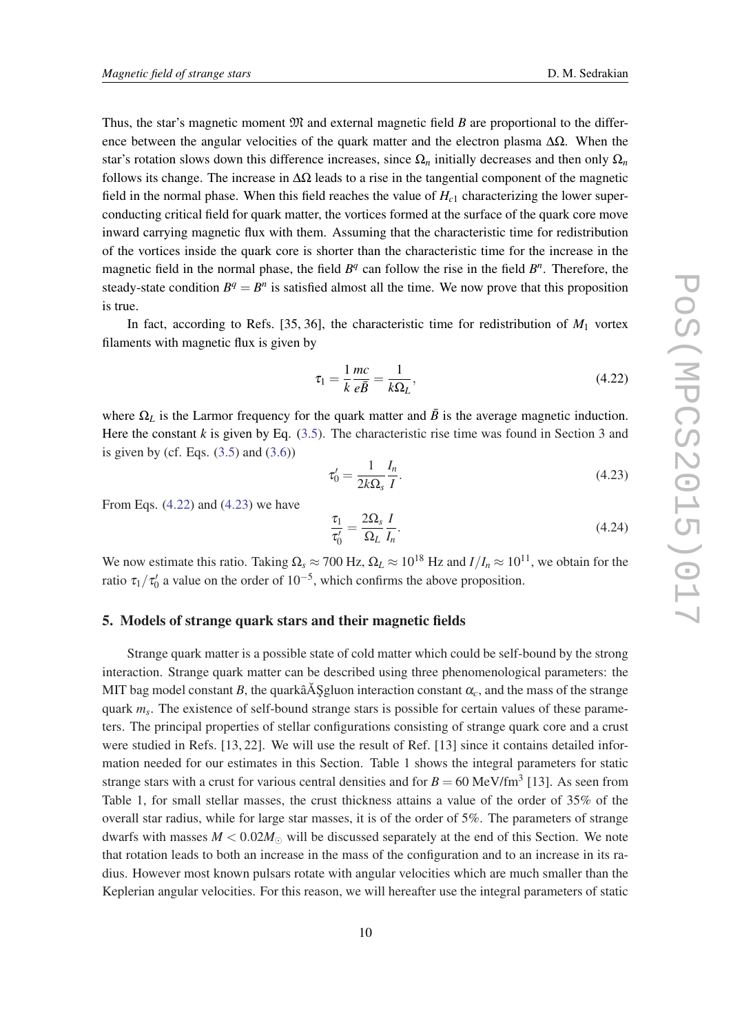Thus, the star's magnetic moment $\mathfrak{M}$ and external magnetic field $B$ are proportional to the difference between the angular velocities of the quark matter and the electron plasma $\Delta\Omega$. When the star's rotation slows down this difference increases, since $\Omega_n$ initially decreases and then only $\Omega_n$ follows its change. The increase in $\Delta\Omega$ leads to a rise in the tangential component of the magnetic field in the normal phase. When this field reaches the value of $H_{c1}$ characterizing the lower superconducting critical field for quark matter, the vortices formed at the surface of the quark core move inward carrying magnetic flux with them. Assuming that the characteristic time for redistribution of the vortices inside the quark core is shorter than the characteristic time for the increase in the magnetic field in the normal phase, the field $B^q$ can follow the rise in the field $B^n$. Therefore, the steady-state condition $B^q = B^n$ is satisfied almost all the time. We now prove that this proposition is true.

In fact, according to Refs. [35, 36], the characteristic time for redistribution of $M_1$ vortex filaments with magnetic flux is given by

$$\tau_1 = \frac{1}{k}\frac{mc}{e\bar{B}} = \frac{1}{k\Omega_L}, \tag{4.22}$$

where $\Omega_L$ is the Larmor frequency for the quark matter and $\bar{B}$ is the average magnetic induction. Here the constant $k$ is given by Eq. (3.5). The characteristic rise time was found in Section 3 and is given by (cf. Eqs. (3.5) and (3.6))

$$\tau_0' = \frac{1}{2k\Omega_s}\frac{I_n}{I}. \tag{4.23}$$

From Eqs. (4.22) and (4.23) we have

$$\frac{\tau_1}{\tau_0'} = \frac{2\Omega_s}{\Omega_L}\frac{I}{I_n}. \tag{4.24}$$

We now estimate this ratio. Taking $\Omega_s \approx 700$ Hz, $\Omega_L \approx 10^{18}$ Hz and $I/I_n \approx 10^{11}$, we obtain for the ratio $\tau_1/\tau_0'$ a value on the order of $10^{-5}$, which confirms the above proposition.

## 5. Models of strange quark stars and their magnetic fields

Strange quark matter is a possible state of cold matter which could be self-bound by the strong interaction. Strange quark matter can be described using three phenomenological parameters: the MIT bag model constant $B$, the quarkâĂŞgluon interaction constant $\alpha_c$, and the mass of the strange quark $m_s$. The existence of self-bound strange stars is possible for certain values of these parameters. The principal properties of stellar configurations consisting of strange quark core and a crust were studied in Refs. [13, 22]. We will use the result of Ref. [13] since it contains detailed information needed for our estimates in this Section. Table 1 shows the integral parameters for static strange stars with a crust for various central densities and for $B = 60$ MeV/fm$^3$ [13]. As seen from Table 1, for small stellar masses, the crust thickness attains a value of the order of 35% of the overall star radius, while for large star masses, it is of the order of 5%. The parameters of strange dwarfs with masses $M < 0.02M_\odot$ will be discussed separately at the end of this Section. We note that rotation leads to both an increase in the mass of the configuration and to an increase in its radius. However most known pulsars rotate with angular velocities which are much smaller than the Keplerian angular velocities. For this reason, we will hereafter use the integral parameters of static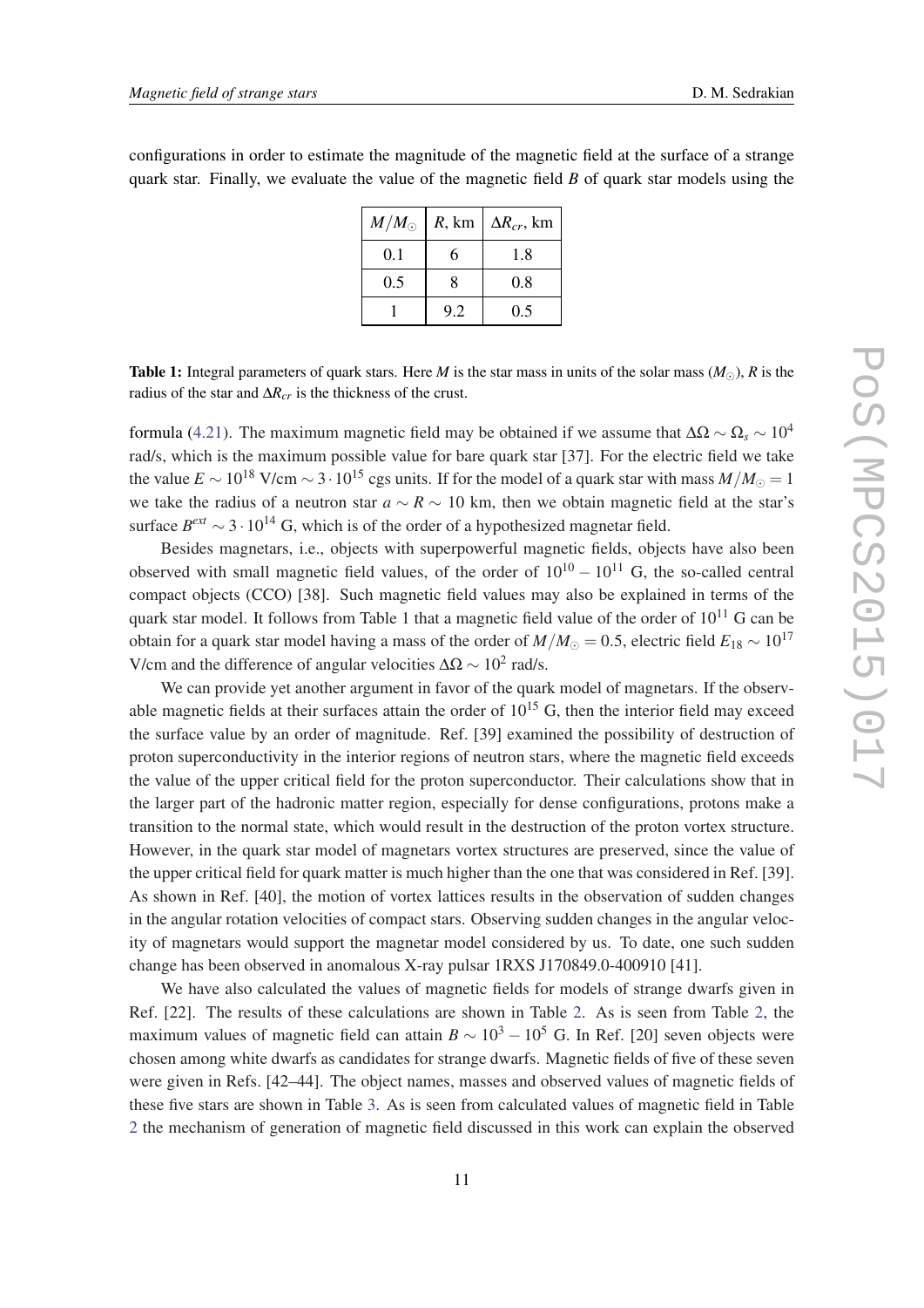configurations in order to estimate the magnitude of the magnetic field at the surface of a strange quark star. Finally, we evaluate the value of the magnetic field $B$ of quark star models using the

| $M/M_{\odot}$ | $R$, km | $\Delta R_{cr}$, km |
|---|---|---|
| 0.1 | 6 | 1.8 |
| 0.5 | 8 | 0.8 |
| 1 | 9.2 | 0.5 |

**Table 1:** Integral parameters of quark stars. Here $M$ is the star mass in units of the solar mass ($M_{\odot}$), $R$ is the radius of the star and $\Delta R_{cr}$ is the thickness of the crust.

formula (4.21). The maximum magnetic field may be obtained if we assume that $\Delta\Omega \sim \Omega_s \sim 10^4$ rad/s, which is the maximum possible value for bare quark star [37]. For the electric field we take the value $E \sim 10^{18}$ V/cm $\sim 3 \cdot 10^{15}$ cgs units. If for the model of a quark star with mass $M/M_{\odot} = 1$ we take the radius of a neutron star $a \sim R \sim 10$ km, then we obtain magnetic field at the star's surface $B^{ext} \sim 3 \cdot 10^{14}$ G, which is of the order of a hypothesized magnetar field.

Besides magnetars, i.e., objects with superpowerful magnetic fields, objects have also been observed with small magnetic field values, of the order of $10^{10} - 10^{11}$ G, the so-called central compact objects (CCO) [38]. Such magnetic field values may also be explained in terms of the quark star model. It follows from Table 1 that a magnetic field value of the order of $10^{11}$ G can be obtain for a quark star model having a mass of the order of $M/M_{\odot} = 0.5$, electric field $E_{18} \sim 10^{17}$ V/cm and the difference of angular velocities $\Delta\Omega \sim 10^2$ rad/s.

We can provide yet another argument in favor of the quark model of magnetars. If the observable magnetic fields at their surfaces attain the order of $10^{15}$ G, then the interior field may exceed the surface value by an order of magnitude. Ref. [39] examined the possibility of destruction of proton superconductivity in the interior regions of neutron stars, where the magnetic field exceeds the value of the upper critical field for the proton superconductor. Their calculations show that in the larger part of the hadronic matter region, especially for dense configurations, protons make a transition to the normal state, which would result in the destruction of the proton vortex structure. However, in the quark star model of magnetars vortex structures are preserved, since the value of the upper critical field for quark matter is much higher than the one that was considered in Ref. [39]. As shown in Ref. [40], the motion of vortex lattices results in the observation of sudden changes in the angular rotation velocities of compact stars. Observing sudden changes in the angular velocity of magnetars would support the magnetar model considered by us. To date, one such sudden change has been observed in anomalous X-ray pulsar 1RXS J170849.0-400910 [41].

We have also calculated the values of magnetic fields for models of strange dwarfs given in Ref. [22]. The results of these calculations are shown in Table 2. As is seen from Table 2, the maximum values of magnetic field can attain $B \sim 10^3 - 10^5$ G. In Ref. [20] seven objects were chosen among white dwarfs as candidates for strange dwarfs. Magnetic fields of five of these seven were given in Refs. [42–44]. The object names, masses and observed values of magnetic fields of these five stars are shown in Table 3. As is seen from calculated values of magnetic field in Table 2 the mechanism of generation of magnetic field discussed in this work can explain the observed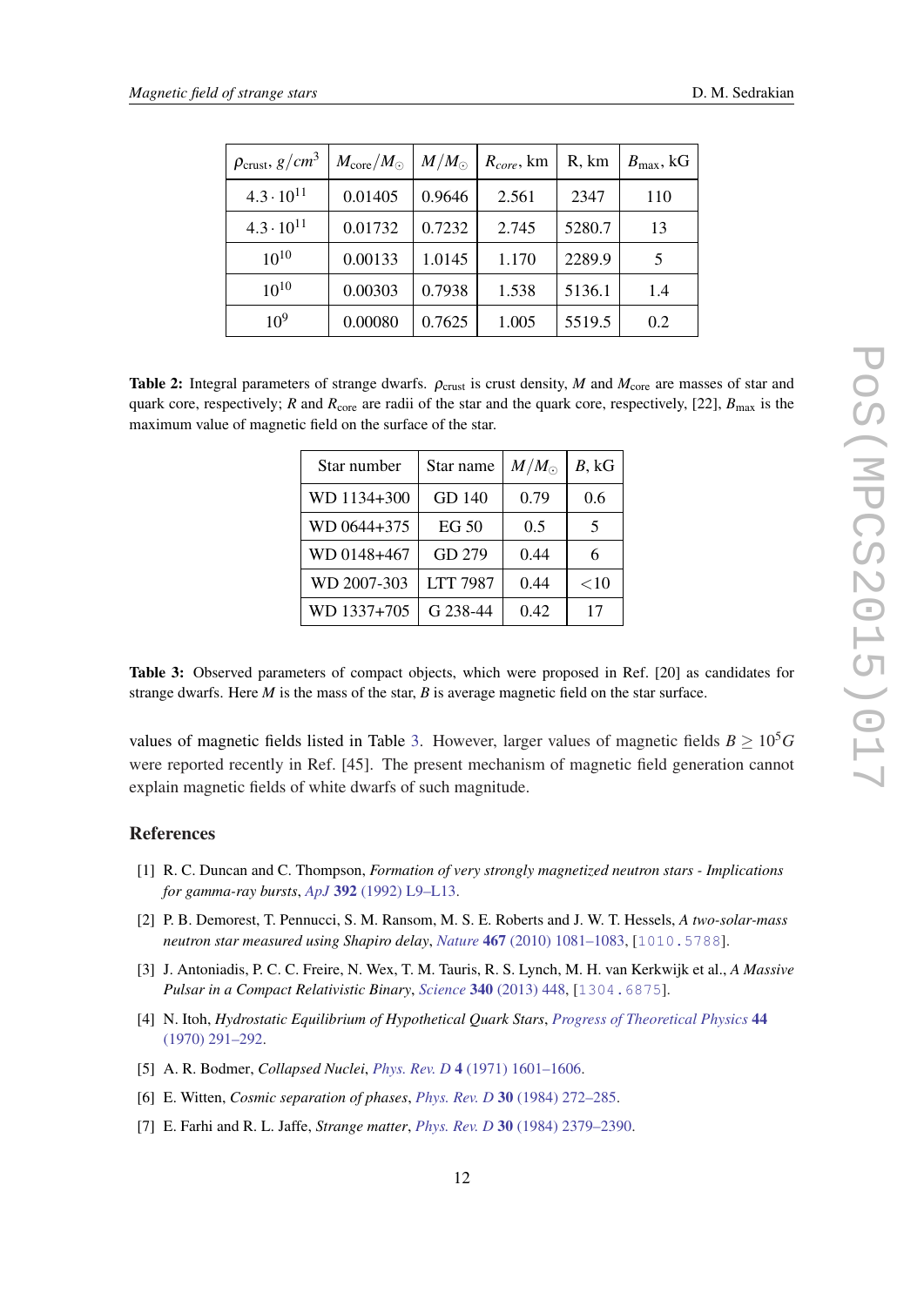| $\rho_{\rm crust}$, $g/cm^3$ | $M_{\rm core}/M_\odot$ | $M/M_\odot$ | $R_{core}$, km | R, km | $B_{\rm max}$, kG |
|---|---|---|---|---|---|
| $4.3\cdot 10^{11}$ | 0.01405 | 0.9646 | 2.561 | 2347 | 110 |
| $4.3\cdot 10^{11}$ | 0.01732 | 0.7232 | 2.745 | 5280.7 | 13 |
| $10^{10}$ | 0.00133 | 1.0145 | 1.170 | 2289.9 | 5 |
| $10^{10}$ | 0.00303 | 0.7938 | 1.538 | 5136.1 | 1.4 |
| $10^{9}$ | 0.00080 | 0.7625 | 1.005 | 5519.5 | 0.2 |

**Table 2:** Integral parameters of strange dwarfs. $\rho_{\rm crust}$ is crust density, $M$ and $M_{\rm core}$ are masses of star and quark core, respectively; $R$ and $R_{\rm core}$ are radii of the star and the quark core, respectively, [22], $B_{\rm max}$ is the maximum value of magnetic field on the surface of the star.

| Star number | Star name | $M/M_\odot$ | $B$, kG |
|---|---|---|---|
| WD 1134+300 | GD 140 | 0.79 | 0.6 |
| WD 0644+375 | EG 50 | 0.5 | 5 |
| WD 0148+467 | GD 279 | 0.44 | 6 |
| WD 2007-303 | LTT 7987 | 0.44 | $<$10 |
| WD 1337+705 | G 238-44 | 0.42 | 17 |

**Table 3:** Observed parameters of compact objects, which were proposed in Ref. [20] as candidates for strange dwarfs. Here $M$ is the mass of the star, $B$ is average magnetic field on the star surface.

values of magnetic fields listed in Table 3. However, larger values of magnetic fields $B \geq 10^5 G$ were reported recently in Ref. [45]. The present mechanism of magnetic field generation cannot explain magnetic fields of white dwarfs of such magnitude.

## References

[1] R. C. Duncan and C. Thompson, *Formation of very strongly magnetized neutron stars - Implications for gamma-ray bursts*, ApJ **392** (1992) L9–L13.

[2] P. B. Demorest, T. Pennucci, S. M. Ransom, M. S. E. Roberts and J. W. T. Hessels, *A two-solar-mass neutron star measured using Shapiro delay*, Nature **467** (2010) 1081–1083, [1010.5788].

[3] J. Antoniadis, P. C. C. Freire, N. Wex, T. M. Tauris, R. S. Lynch, M. H. van Kerkwijk et al., *A Massive Pulsar in a Compact Relativistic Binary*, Science **340** (2013) 448, [1304.6875].

[4] N. Itoh, *Hydrostatic Equilibrium of Hypothetical Quark Stars*, Progress of Theoretical Physics **44** (1970) 291–292.

[5] A. R. Bodmer, *Collapsed Nuclei*, Phys. Rev. D **4** (1971) 1601–1606.

[6] E. Witten, *Cosmic separation of phases*, Phys. Rev. D **30** (1984) 272–285.

[7] E. Farhi and R. L. Jaffe, *Strange matter*, Phys. Rev. D **30** (1984) 2379–2390.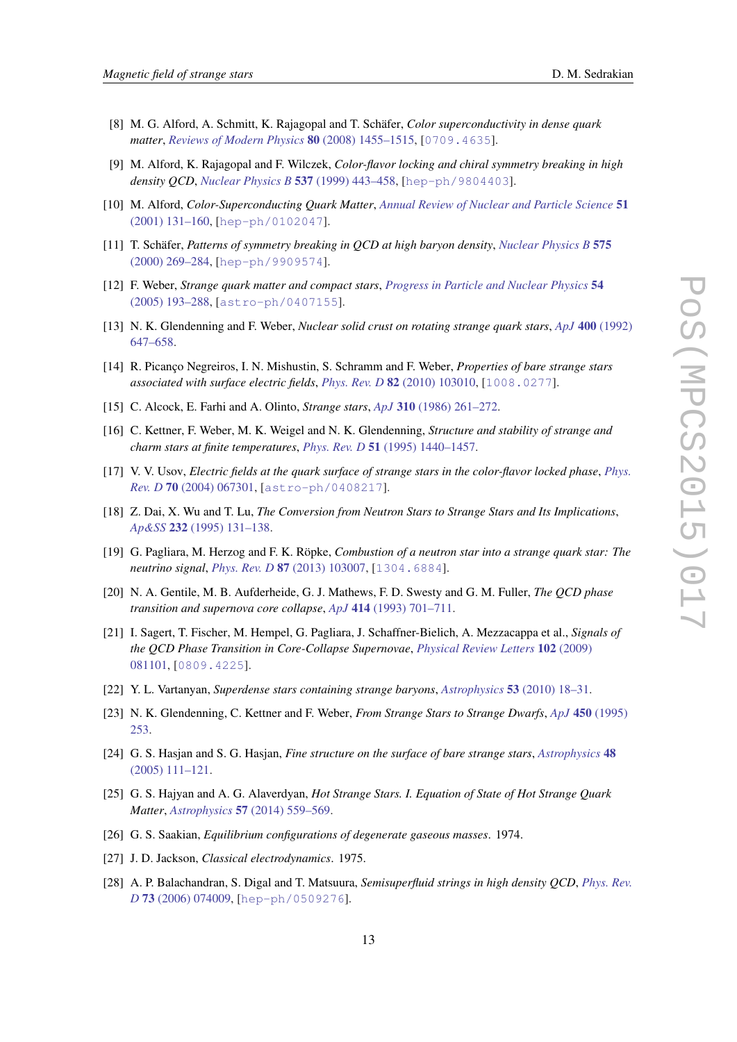[8] M. G. Alford, A. Schmitt, K. Rajagopal and T. Schäfer, *Color superconductivity in dense quark matter*, *Reviews of Modern Physics* **80** (2008) 1455–1515, [0709.4635].

[9] M. Alford, K. Rajagopal and F. Wilczek, *Color-flavor locking and chiral symmetry breaking in high density QCD*, *Nuclear Physics B* **537** (1999) 443–458, [hep-ph/9804403].

[10] M. Alford, *Color-Superconducting Quark Matter*, *Annual Review of Nuclear and Particle Science* **51** (2001) 131–160, [hep-ph/0102047].

[11] T. Schäfer, *Patterns of symmetry breaking in QCD at high baryon density*, *Nuclear Physics B* **575** (2000) 269–284, [hep-ph/9909574].

[12] F. Weber, *Strange quark matter and compact stars*, *Progress in Particle and Nuclear Physics* **54** (2005) 193–288, [astro-ph/0407155].

[13] N. K. Glendenning and F. Weber, *Nuclear solid crust on rotating strange quark stars*, *ApJ* **400** (1992) 647–658.

[14] R. Picanço Negreiros, I. N. Mishustin, S. Schramm and F. Weber, *Properties of bare strange stars associated with surface electric fields*, *Phys. Rev. D* **82** (2010) 103010, [1008.0277].

[15] C. Alcock, E. Farhi and A. Olinto, *Strange stars*, *ApJ* **310** (1986) 261–272.

[16] C. Kettner, F. Weber, M. K. Weigel and N. K. Glendenning, *Structure and stability of strange and charm stars at finite temperatures*, *Phys. Rev. D* **51** (1995) 1440–1457.

[17] V. V. Usov, *Electric fields at the quark surface of strange stars in the color-flavor locked phase*, *Phys. Rev. D* **70** (2004) 067301, [astro-ph/0408217].

[18] Z. Dai, X. Wu and T. Lu, *The Conversion from Neutron Stars to Strange Stars and Its Implications*, *Ap&SS* **232** (1995) 131–138.

[19] G. Pagliara, M. Herzog and F. K. Röpke, *Combustion of a neutron star into a strange quark star: The neutrino signal*, *Phys. Rev. D* **87** (2013) 103007, [1304.6884].

[20] N. A. Gentile, M. B. Aufderheide, G. J. Mathews, F. D. Swesty and G. M. Fuller, *The QCD phase transition and supernova core collapse*, *ApJ* **414** (1993) 701–711.

[21] I. Sagert, T. Fischer, M. Hempel, G. Pagliara, J. Schaffner-Bielich, A. Mezzacappa et al., *Signals of the QCD Phase Transition in Core-Collapse Supernovae*, *Physical Review Letters* **102** (2009) 081101, [0809.4225].

[22] Y. L. Vartanyan, *Superdense stars containing strange baryons*, *Astrophysics* **53** (2010) 18–31.

[23] N. K. Glendenning, C. Kettner and F. Weber, *From Strange Stars to Strange Dwarfs*, *ApJ* **450** (1995) 253.

[24] G. S. Hasjan and S. G. Hasjan, *Fine structure on the surface of bare strange stars*, *Astrophysics* **48** (2005) 111–121.

[25] G. S. Hajyan and A. G. Alaverdyan, *Hot Strange Stars. I. Equation of State of Hot Strange Quark Matter*, *Astrophysics* **57** (2014) 559–569.

[26] G. S. Saakian, *Equilibrium configurations of degenerate gaseous masses*. 1974.

[27] J. D. Jackson, *Classical electrodynamics*. 1975.

[28] A. P. Balachandran, S. Digal and T. Matsuura, *Semisuperfluid strings in high density QCD*, *Phys. Rev. D* **73** (2006) 074009, [hep-ph/0509276].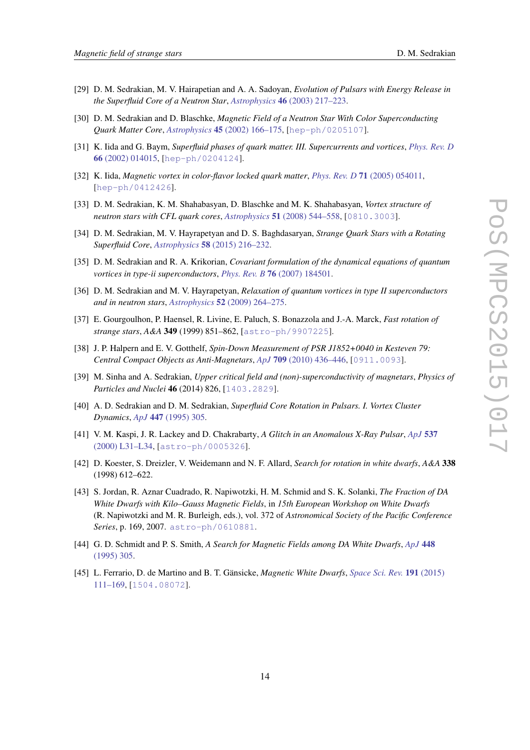[29] D. M. Sedrakian, M. V. Hairapetian and A. A. Sadoyan, *Evolution of Pulsars with Energy Release in the Superfluid Core of a Neutron Star*, *Astrophysics* **46** (2003) 217–223.

[30] D. M. Sedrakian and D. Blaschke, *Magnetic Field of a Neutron Star With Color Superconducting Quark Matter Core*, *Astrophysics* **45** (2002) 166–175, [hep-ph/0205107].

[31] K. Iida and G. Baym, *Superfluid phases of quark matter. III. Supercurrents and vortices*, *Phys. Rev. D* **66** (2002) 014015, [hep-ph/0204124].

[32] K. Iida, *Magnetic vortex in color-flavor locked quark matter*, *Phys. Rev. D* **71** (2005) 054011, [hep-ph/0412426].

[33] D. M. Sedrakian, K. M. Shahabasyan, D. Blaschke and M. K. Shahabasyan, *Vortex structure of neutron stars with CFL quark cores*, *Astrophysics* **51** (2008) 544–558, [0810.3003].

[34] D. M. Sedrakian, M. V. Hayrapetyan and D. S. Baghdasaryan, *Strange Quark Stars with a Rotating Superfluid Core*, *Astrophysics* **58** (2015) 216–232.

[35] D. M. Sedrakian and R. A. Krikorian, *Covariant formulation of the dynamical equations of quantum vortices in type-ii superconductors*, *Phys. Rev. B* **76** (2007) 184501.

[36] D. M. Sedrakian and M. V. Hayrapetyan, *Relaxation of quantum vortices in type II superconductors and in neutron stars*, *Astrophysics* **52** (2009) 264–275.

[37] E. Gourgoulhon, P. Haensel, R. Livine, E. Paluch, S. Bonazzola and J.-A. Marck, *Fast rotation of strange stars*, *A&A* **349** (1999) 851–862, [astro-ph/9907225].

[38] J. P. Halpern and E. V. Gotthelf, *Spin-Down Measurement of PSR J1852+0040 in Kesteven 79: Central Compact Objects as Anti-Magnetars*, *ApJ* **709** (2010) 436–446, [0911.0093].

[39] M. Sinha and A. Sedrakian, *Upper critical field and (non)-superconductivity of magnetars*, *Physics of Particles and Nuclei* **46** (2014) 826, [1403.2829].

[40] A. D. Sedrakian and D. M. Sedrakian, *Superfluid Core Rotation in Pulsars. I. Vortex Cluster Dynamics*, *ApJ* **447** (1995) 305.

[41] V. M. Kaspi, J. R. Lackey and D. Chakrabarty, *A Glitch in an Anomalous X-Ray Pulsar*, *ApJ* **537** (2000) L31–L34, [astro-ph/0005326].

[42] D. Koester, S. Dreizler, V. Weidemann and N. F. Allard, *Search for rotation in white dwarfs*, *A&A* **338** (1998) 612–622.

[43] S. Jordan, R. Aznar Cuadrado, R. Napiwotzki, H. M. Schmid and S. K. Solanki, *The Fraction of DA White Dwarfs with Kilo–Gauss Magnetic Fields*, in *15th European Workshop on White Dwarfs* (R. Napiwotzki and M. R. Burleigh, eds.), vol. 372 of *Astronomical Society of the Pacific Conference Series*, p. 169, 2007. astro-ph/0610881.

[44] G. D. Schmidt and P. S. Smith, *A Search for Magnetic Fields among DA White Dwarfs*, *ApJ* **448** (1995) 305.

[45] L. Ferrario, D. de Martino and B. T. Gänsicke, *Magnetic White Dwarfs*, *Space Sci. Rev.* **191** (2015) 111–169, [1504.08072].